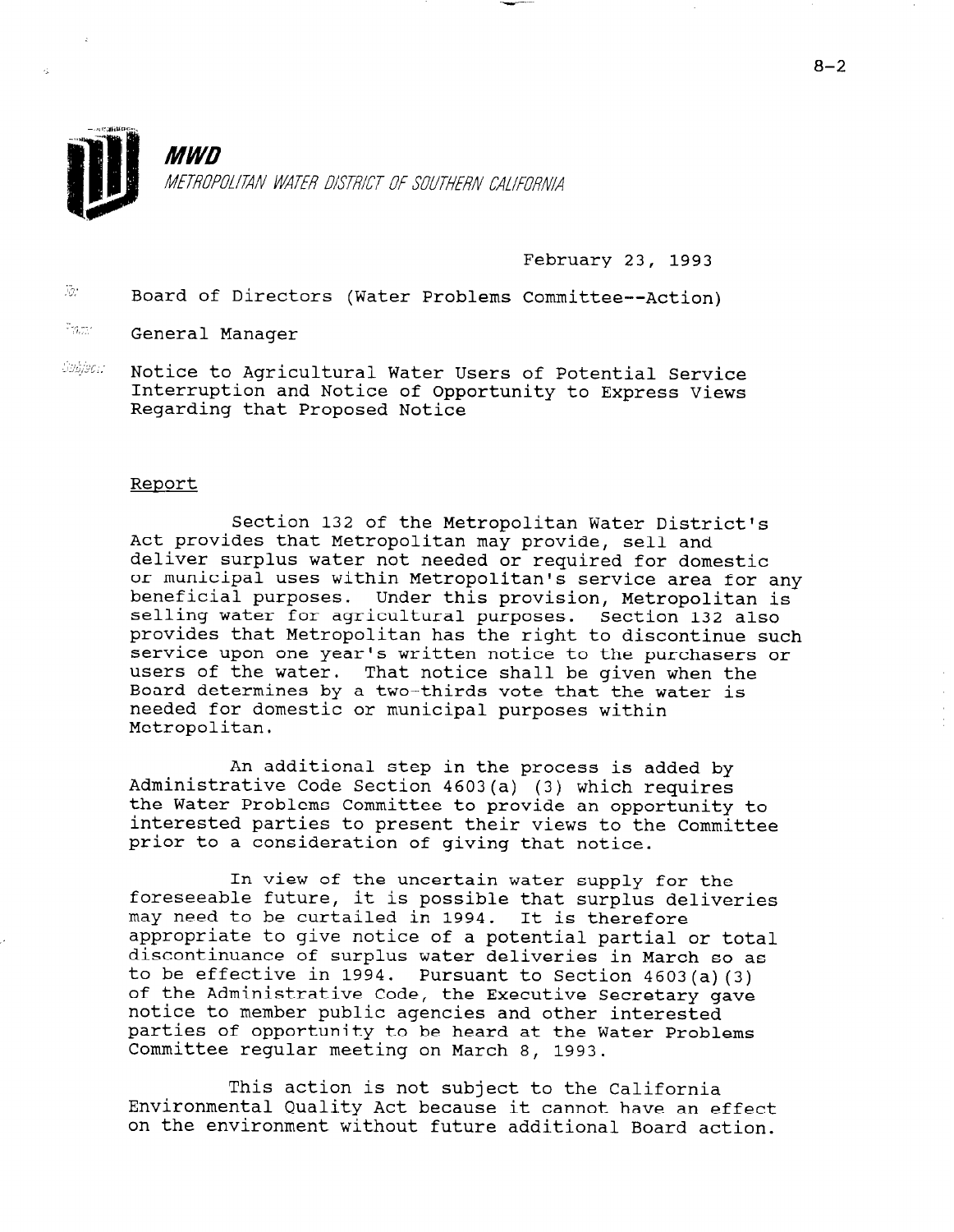**MWD**

*METROPOLITAN WATER DISTRICT OF SOUTHERN CALIFORNIA*

February 23, 1993

To: Board of Directors (Water Problems Committee--Action)

From: General Manager

Subject: Notice to Agricultural Water Users of Potential Service Interruption and Notice of Opportunity to Express Views Regarding that Proposed Notice

## Report

Section 132 of the Metropolitan Water District's Act provides that Metropolitan may provide, sell and deliver surplus water not needed or required for domestic or municipal uses within Metropolitan's service area for any beneficial purposes. Under this provision, Metropolitan is selling water for agricultural purposes. Section 132 also provides that Metropolitan has the right to discontinue such service upon one year's written notice to the purchasers or users of the water. That notice shall be given when the Board determines by a two-thirds vote that the water is needed for domestic or municipal purposes within Metropolitan.

An additional step in the process is added by Administrative Code Section 4603(a) (3) which requires the Water Problems Committee to provide an opportunity to interested parties to present their views to the Committee prior to a consideration of giving that notice.

In view of the uncertain water supply for the foreseeable future, it is possible that surplus deliveries may need to be curtailed in 1994. It is therefore appropriate to give notice of a potential partial or total discontinuance of surplus water deliveries in March so as to be effective in 1994. Pursuant to Section 4603(a)(3) of the Administrative Code, the Executive Secretary gave notice to member public agencies and other interested parties of opportunity to be heard at the Water Problems Committee regular meeting on March 8, 1993.

This action is not subject to the California Environmental Quality Act because it cannot have an effect on the environment without future additional Board action.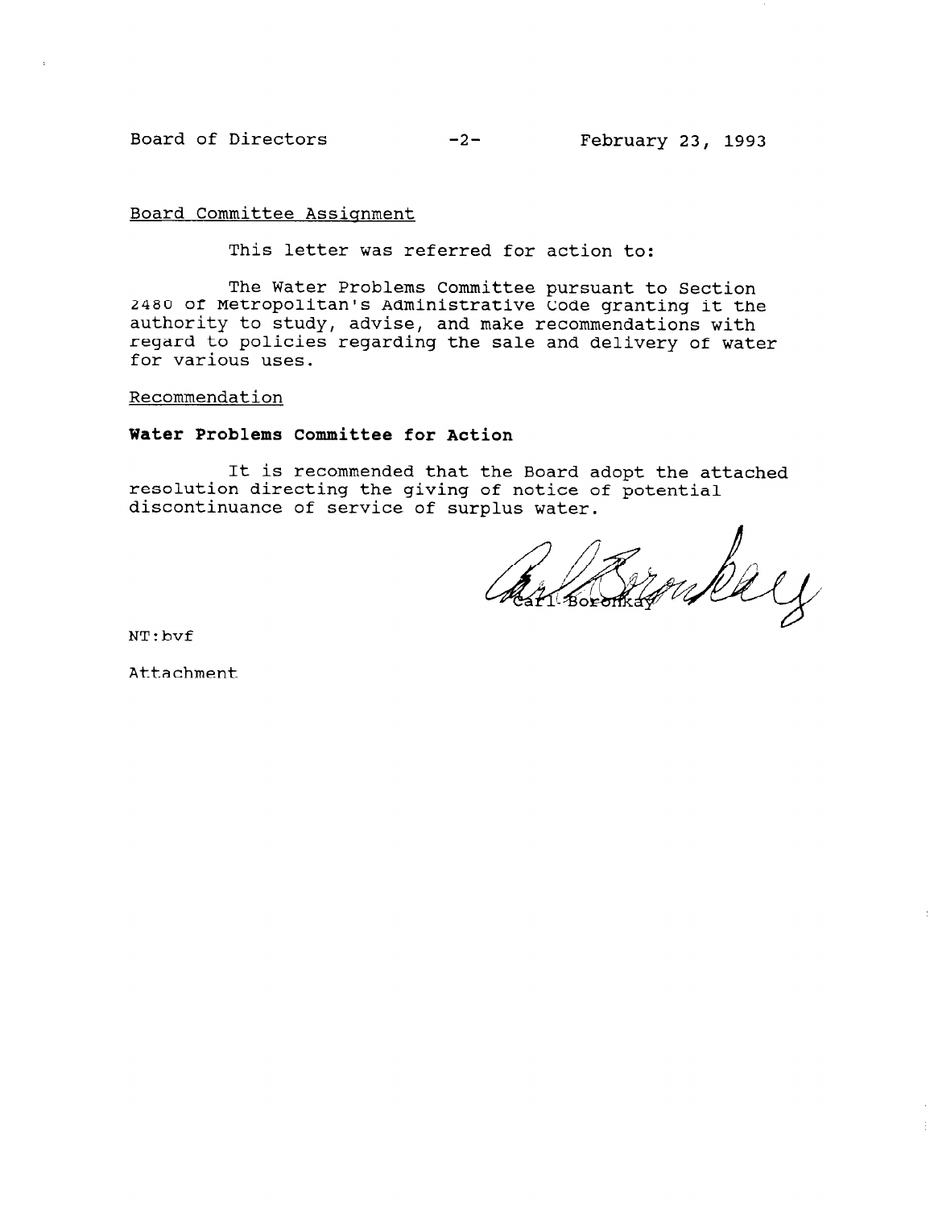Board Committee Assignment

This letter was referred for action to:

The Water Problems Committee pursuant to Section 2480 of Metropolitan's Administrative Code granting it the authority to study, advise, and make recommendations with regard to policies regarding the sale and delivery of water for various uses.

Recommendation

**Water Problems Committee for Action**

It is recommended that the Board adopt the attached resolution directing the giving of notice of potential discontinuance of service of surplus water.

Carl Boronkay

NT:bvf

Attachment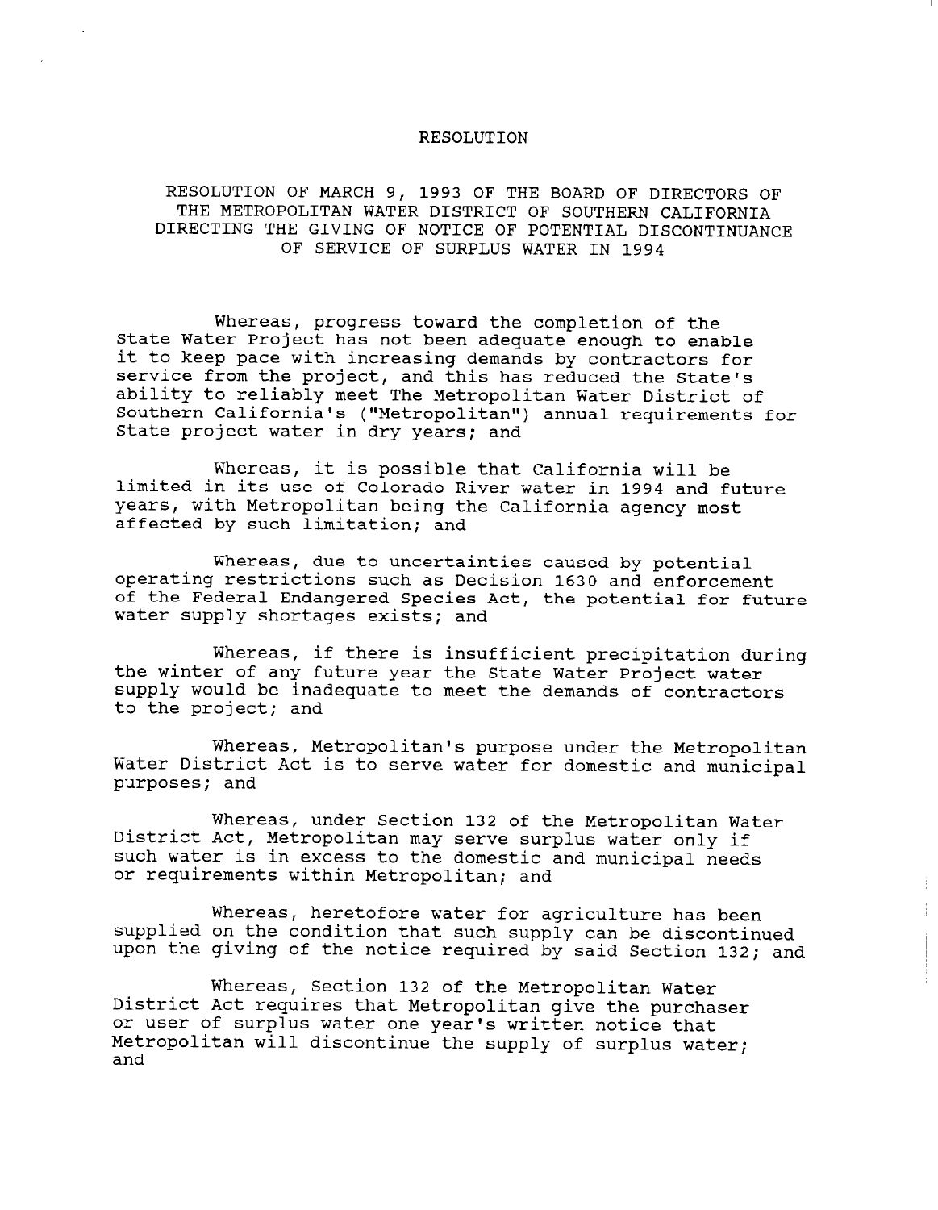# RESOLUTION

## RESOLUTION OF MARCH 9, 1993 OF THE BOARD OF DIRECTORS OF THE METROPOLITAN WATER DISTRICT OF SOUTHERN CALIFORNIA DIRECTING THE GIVING OF NOTICE OF POTENTIAL DISCONTINUANCE OF SERVICE OF SURPLUS WATER IN 1994

Whereas, progress toward the completion of the State Water Project has not been adequate enough to enable it to keep pace with increasing demands by contractors for service from the project, and this has reduced the State's ability to reliably meet The Metropolitan Water District of Southern California's ("Metropolitan") annual requirements for State project water in dry years; and

Whereas, it is possible that California will be limited in its use of Colorado River water in 1994 and future years, with Metropolitan being the California agency most affected by such limitation; and

Whereas, due to uncertainties caused by potential operating restrictions such as Decision 1630 and enforcement of the Federal Endangered Species Act, the potential for future water supply shortages exists; and

Whereas, if there is insufficient precipitation during the winter of any future year the State Water Project water supply would be inadequate to meet the demands of contractors to the project; and

Whereas, Metropolitan's purpose under the Metropolitan Water District Act is to serve water for domestic and municipal purposes; and

Whereas, under Section 132 of the Metropolitan Water District Act, Metropolitan may serve surplus water only if such water is in excess to the domestic and municipal needs or requirements within Metropolitan; and

Whereas, heretofore water for agriculture has been supplied on the condition that such supply can be discontinued upon the giving of the notice required by said Section 132; and

Whereas, Section 132 of the Metropolitan Water District Act requires that Metropolitan give the purchaser or user of surplus water one year's written notice that Metropolitan will discontinue the supply of surplus water; and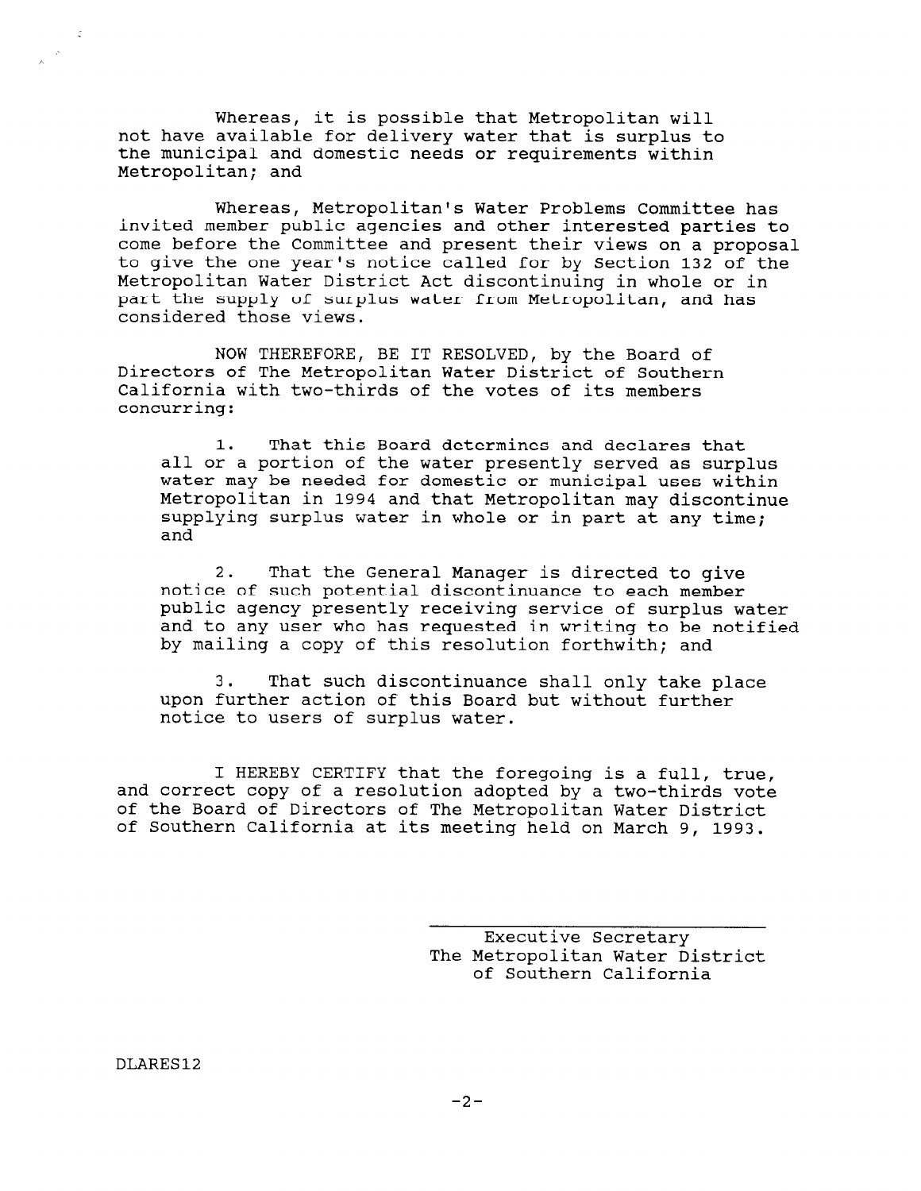Whereas, it is possible that Metropolitan will not have available for delivery water that is surplus to the municipal and domestic needs or requirements within Metropolitan; and

Whereas, Metropolitan's Water Problems Committee has invited member public agencies and other interested parties to come before the Committee and present their views on a proposal to give the one year's notice called for by Section 132 of the Metropolitan Water District Act discontinuing in whole or in part the supply of surplus water from Metropolitan, and has considered those views.

NOW THEREFORE, BE IT RESOLVED, by the Board of Directors of The Metropolitan Water District of Southern California with two-thirds of the votes of its members concurring:

1. That this Board determines and declares that all or a portion of the water presently served as surplus water may be needed for domestic or municipal uses within Metropolitan in 1994 and that Metropolitan may discontinue supplying surplus water in whole or in part at any time; and

2. That the General Manager is directed to give notice of such potential discontinuance to each member public agency presently receiving service of surplus water and to any user who has requested in writing to be notified by mailing a copy of this resolution forthwith; and

3. That such discontinuance shall only take place upon further action of this Board but without further notice to users of surplus water.

I HEREBY CERTIFY that the foregoing is a full, true, and correct copy of a resolution adopted by a two-thirds vote of the Board of Directors of The Metropolitan Water District of Southern California at its meeting held on March 9, 1993.

Executive Secretary
The Metropolitan Water District of Southern California

DLARES12